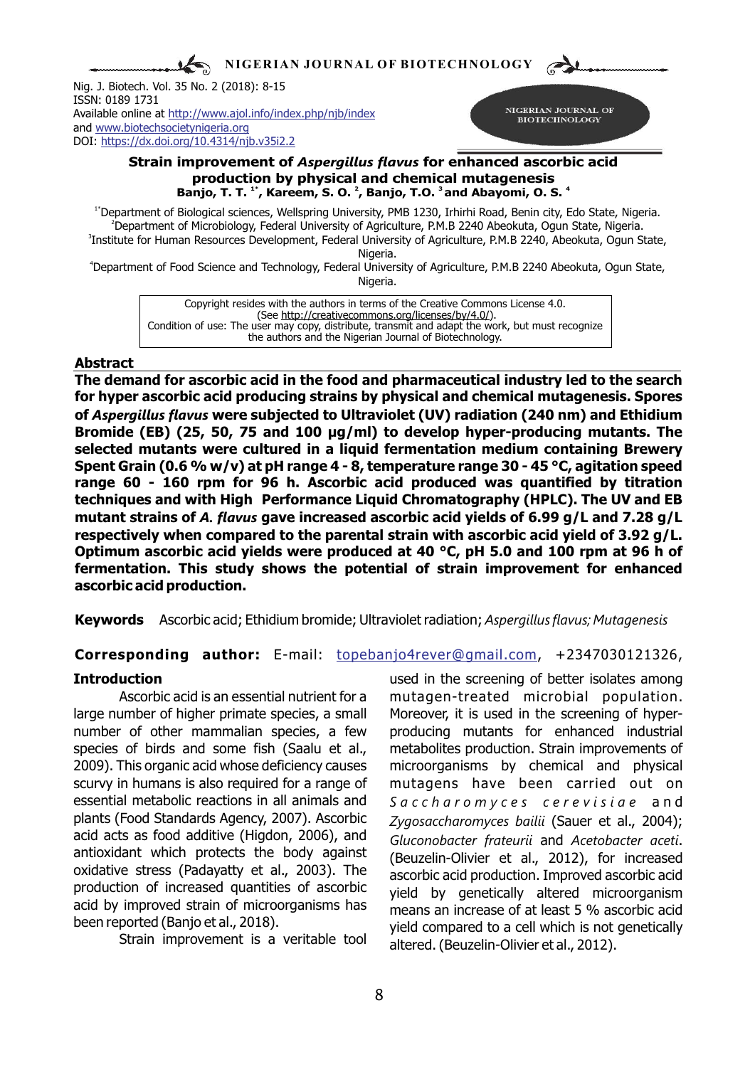Nig. J. Biotech. Vol. 35 No. 2 (2018): 8-15
ISSN: 0189 1731
Available online at http://www.ajol.info/index.php/njb/index
and www.biotechsocietynigeria.org
DOI: https://dx.doi.org/10.4314/njb.v35i2.2

# Strain improvement of *Aspergillus flavus* for enhanced ascorbic acid production by physical and chemical mutagenesis

**Banjo, T. T.[1*], Kareem, S. O.[2], Banjo, T.O.[3] and Abayomi, O. S.[4]**

[1*]Department of Biological sciences, Wellspring University, PMB 1230, Irhirhi Road, Benin city, Edo State, Nigeria.
[2]Department of Microbiology, Federal University of Agriculture, P.M.B 2240 Abeokuta, Ogun State, Nigeria.
[3]Institute for Human Resources Development, Federal University of Agriculture, P.M.B 2240, Abeokuta, Ogun State, Nigeria.
[4]Department of Food Science and Technology, Federal University of Agriculture, P.M.B 2240 Abeokuta, Ogun State, Nigeria.

Copyright resides with the authors in terms of the Creative Commons License 4.0. (See http://creativecommons.org/licenses/by/4.0/).
Condition of use: The user may copy, distribute, transmit and adapt the work, but must recognize the authors and the Nigerian Journal of Biotechnology.

## Abstract

**The demand for ascorbic acid in the food and pharmaceutical industry led to the search for hyper ascorbic acid producing strains by physical and chemical mutagenesis. Spores of *Aspergillus flavus* were subjected to Ultraviolet (UV) radiation (240 nm) and Ethidium Bromide (EB) (25, 50, 75 and 100 µg/ml) to develop hyper-producing mutants. The selected mutants were cultured in a liquid fermentation medium containing Brewery Spent Grain (0.6 % w/v) at pH range 4 - 8, temperature range 30 - 45 °C, agitation speed range 60 - 160 rpm for 96 h. Ascorbic acid produced was quantified by titration techniques and with High Performance Liquid Chromatography (HPLC). The UV and EB mutant strains of *A. flavus* gave increased ascorbic acid yields of 6.99 g/L and 7.28 g/L respectively when compared to the parental strain with ascorbic acid yield of 3.92 g/L. Optimum ascorbic acid yields were produced at 40 °C, pH 5.0 and 100 rpm at 96 h of fermentation. This study shows the potential of strain improvement for enhanced ascorbic acid production.**

**Keywords** Ascorbic acid; Ethidium bromide; Ultraviolet radiation; *Aspergillus flavus; Mutagenesis*

**Corresponding author:** E-mail: topebanjo4rever@gmail.com, +2347030121326,

## Introduction

Ascorbic acid is an essential nutrient for a large number of higher primate species, a small number of other mammalian species, a few species of birds and some fish (Saalu et al., 2009). This organic acid whose deficiency causes scurvy in humans is also required for a range of essential metabolic reactions in all animals and plants (Food Standards Agency, 2007). Ascorbic acid acts as food additive (Higdon, 2006), and antioxidant which protects the body against oxidative stress (Padayatty et al., 2003). The production of increased quantities of ascorbic acid by improved strain of microorganisms has been reported (Banjo et al., 2018).

Strain improvement is a veritable tool used in the screening of better isolates among mutagen-treated microbial population. Moreover, it is used in the screening of hyper-producing mutants for enhanced industrial metabolites production. Strain improvements of microorganisms by chemical and physical mutagens have been carried out on *Saccharomyces cerevisiae* and *Zygosaccharomyces bailii* (Sauer et al., 2004); *Gluconobacter frateurii* and *Acetobacter aceti*. (Beuzelin-Olivier et al., 2012), for increased ascorbic acid production. Improved ascorbic acid yield by genetically altered microorganism means an increase of at least 5 % ascorbic acid yield compared to a cell which is not genetically altered. (Beuzelin-Olivier et al., 2012).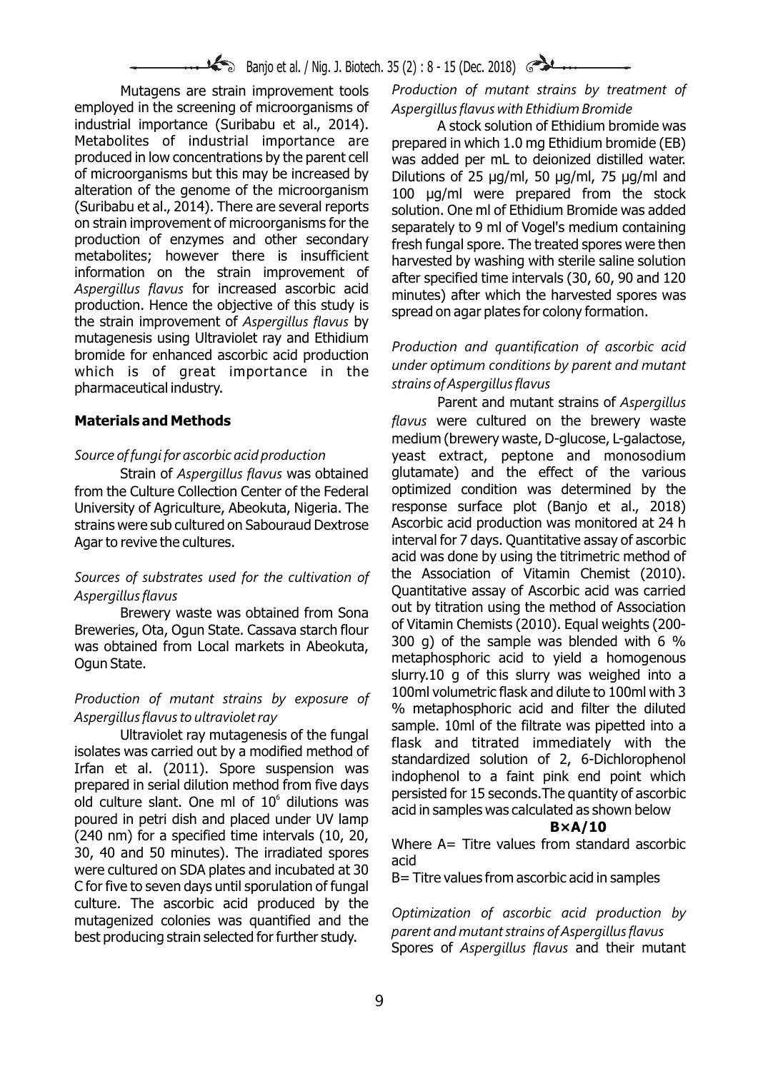Mutagens are strain improvement tools employed in the screening of microorganisms of industrial importance (Suribabu et al., 2014). Metabolites of industrial importance are produced in low concentrations by the parent cell of microorganisms but this may be increased by alteration of the genome of the microorganism (Suribabu et al., 2014). There are several reports on strain improvement of microorganisms for the production of enzymes and other secondary metabolites; however there is insufficient information on the strain improvement of *Aspergillus flavus* for increased ascorbic acid production. Hence the objective of this study is the strain improvement of *Aspergillus flavus* by mutagenesis using Ultraviolet ray and Ethidium bromide for enhanced ascorbic acid production which is of great importance in the pharmaceutical industry.

## Materials and Methods

### *Source of fungi for ascorbic acid production*

Strain of *Aspergillus flavus* was obtained from the Culture Collection Center of the Federal University of Agriculture, Abeokuta, Nigeria. The strains were sub cultured on Sabouraud Dextrose Agar to revive the cultures.

### *Sources of substrates used for the cultivation of Aspergillus flavus*

Brewery waste was obtained from Sona Breweries, Ota, Ogun State. Cassava starch flour was obtained from Local markets in Abeokuta, Ogun State.

### *Production of mutant strains by exposure of Aspergillus flavus to ultraviolet ray*

Ultraviolet ray mutagenesis of the fungal isolates was carried out by a modified method of Irfan et al. (2011). Spore suspension was prepared in serial dilution method from five days old culture slant. One ml of $10^6$ dilutions was poured in petri dish and placed under UV lamp (240 nm) for a specified time intervals (10, 20, 30, 40 and 50 minutes). The irradiated spores were cultured on SDA plates and incubated at 30 C for five to seven days until sporulation of fungal culture. The ascorbic acid produced by the mutagenized colonies was quantified and the best producing strain selected for further study.

### *Production of mutant strains by treatment of Aspergillus flavus with Ethidium Bromide*

A stock solution of Ethidium bromide was prepared in which 1.0 mg Ethidium bromide (EB) was added per mL to deionized distilled water. Dilutions of 25 µg/ml, 50 µg/ml, 75 µg/ml and 100 µg/ml were prepared from the stock solution. One ml of Ethidium Bromide was added separately to 9 ml of Vogel's medium containing fresh fungal spore. The treated spores were then harvested by washing with sterile saline solution after specified time intervals (30, 60, 90 and 120 minutes) after which the harvested spores was spread on agar plates for colony formation.

### *Production and quantification of ascorbic acid under optimum conditions by parent and mutant strains of Aspergillus flavus*

Parent and mutant strains of *Aspergillus flavus* were cultured on the brewery waste medium (brewery waste, D-glucose, L-galactose, yeast extract, peptone and monosodium glutamate) and the effect of the various optimized condition was determined by the response surface plot (Banjo et al., 2018) Ascorbic acid production was monitored at 24 h interval for 7 days. Quantitative assay of ascorbic acid was done by using the titrimetric method of the Association of Vitamin Chemist (2010). Quantitative assay of Ascorbic acid was carried out by titration using the method of Association of Vitamin Chemists (2010). Equal weights (200-300 g) of the sample was blended with 6 % metaphosphoric acid to yield a homogenous slurry.10 g of this slurry was weighed into a 100ml volumetric flask and dilute to 100ml with 3 % metaphosphoric acid and filter the diluted sample. 10ml of the filtrate was pipetted into a flask and titrated immediately with the standardized solution of 2, 6-Dichlorophenol indophenol to a faint pink end point which persisted for 15 seconds.The quantity of ascorbic acid in samples was calculated as shown below

$$B \times A/10$$

Where A= Titre values from standard ascorbic acid

B= Titre values from ascorbic acid in samples

### *Optimization of ascorbic acid production by parent and mutant strains of Aspergillus flavus*

Spores of *Aspergillus flavus* and their mutant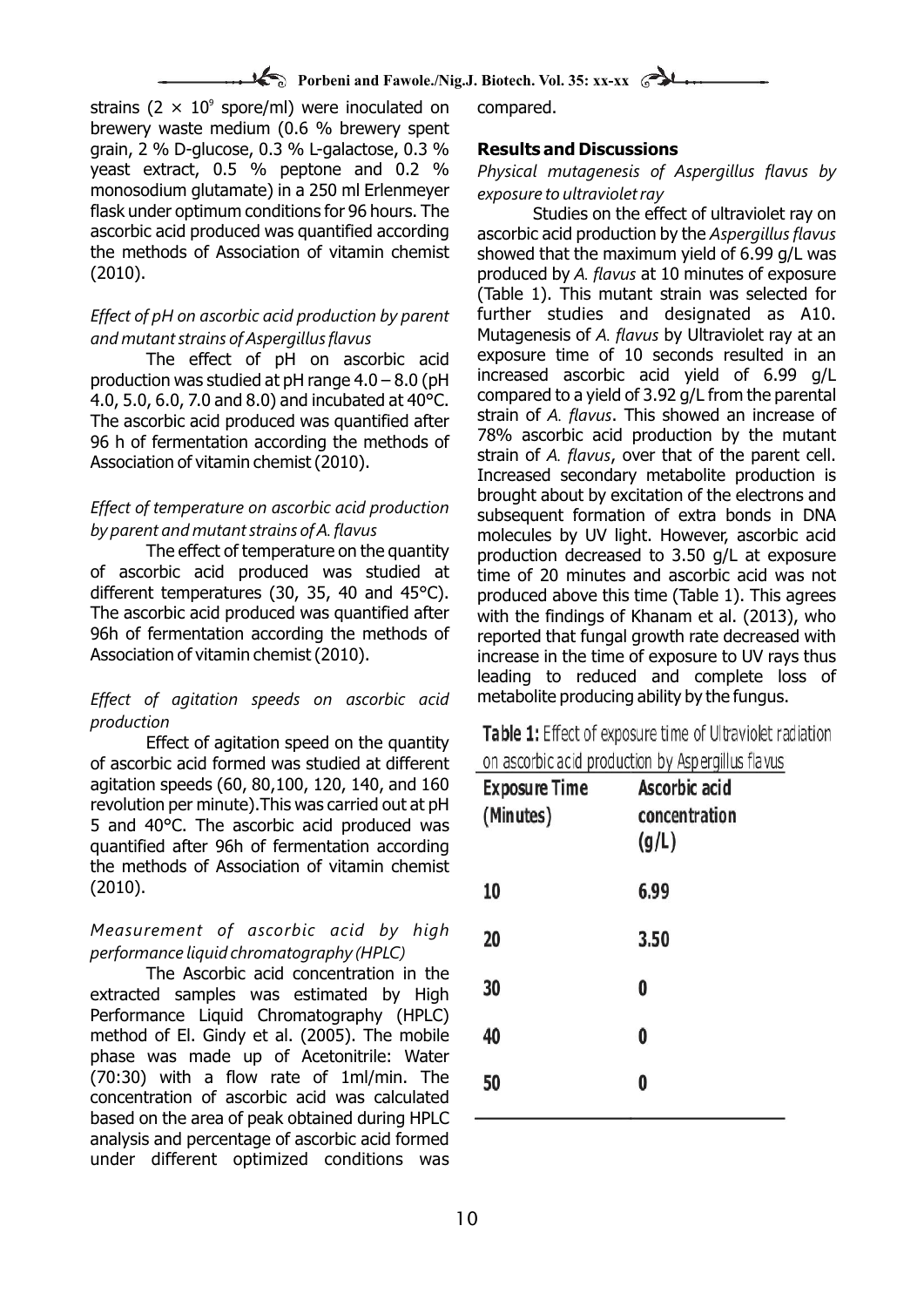strains ($2 \times 10^9$ spore/ml) were inoculated on brewery waste medium (0.6 % brewery spent grain, 2 % D-glucose, 0.3 % L-galactose, 0.3 % yeast extract, 0.5 % peptone and 0.2 % monosodium glutamate) in a 250 ml Erlenmeyer flask under optimum conditions for 96 hours. The ascorbic acid produced was quantified according the methods of Association of vitamin chemist (2010).

*Effect of pH on ascorbic acid production by parent and mutant strains of Aspergillus flavus*

The effect of pH on ascorbic acid production was studied at pH range 4.0 – 8.0 (pH 4.0, 5.0, 6.0, 7.0 and 8.0) and incubated at 40°C. The ascorbic acid produced was quantified after 96 h of fermentation according the methods of Association of vitamin chemist (2010).

*Effect of temperature on ascorbic acid production by parent and mutant strains of A. flavus*

The effect of temperature on the quantity of ascorbic acid produced was studied at different temperatures (30, 35, 40 and 45°C). The ascorbic acid produced was quantified after 96h of fermentation according the methods of Association of vitamin chemist (2010).

*Effect of agitation speeds on ascorbic acid production*

Effect of agitation speed on the quantity of ascorbic acid formed was studied at different agitation speeds (60, 80,100, 120, 140, and 160 revolution per minute).This was carried out at pH 5 and 40°C. The ascorbic acid produced was quantified after 96h of fermentation according the methods of Association of vitamin chemist (2010).

*Measurement of ascorbic acid by high performance liquid chromatography (HPLC)*

The Ascorbic acid concentration in the extracted samples was estimated by High Performance Liquid Chromatography (HPLC) method of El. Gindy et al. (2005). The mobile phase was made up of Acetonitrile: Water (70:30) with a flow rate of 1ml/min. The concentration of ascorbic acid was calculated based on the area of peak obtained during HPLC analysis and percentage of ascorbic acid formed under different optimized conditions was compared.

## Results and Discussions

*Physical mutagenesis of Aspergillus flavus by exposure to ultraviolet ray*

Studies on the effect of ultraviolet ray on ascorbic acid production by the *Aspergillus flavus* showed that the maximum yield of 6.99 g/L was produced by *A. flavus* at 10 minutes of exposure (Table 1). This mutant strain was selected for further studies and designated as A10. Mutagenesis of *A. flavus* by Ultraviolet ray at an exposure time of 10 seconds resulted in an increased ascorbic acid yield of 6.99 g/L compared to a yield of 3.92 g/L from the parental strain of *A. flavus*. This showed an increase of 78% ascorbic acid production by the mutant strain of *A. flavus*, over that of the parent cell. Increased secondary metabolite production is brought about by excitation of the electrons and subsequent formation of extra bonds in DNA molecules by UV light. However, ascorbic acid production decreased to 3.50 g/L at exposure time of 20 minutes and ascorbic acid was not produced above this time (Table 1). This agrees with the findings of Khanam et al. (2013), who reported that fungal growth rate decreased with increase in the time of exposure to UV rays thus leading to reduced and complete loss of metabolite producing ability by the fungus.

**Table 1:** Effect of exposure time of Ultraviolet radiation on ascorbic acid production by Aspergillus flavus

| Exposure Time (Minutes) | Ascorbic acid concentration (g/L) |
|---|---|
| 10 | 6.99 |
| 20 | 3.50 |
| 30 | 0 |
| 40 | 0 |
| 50 | 0 |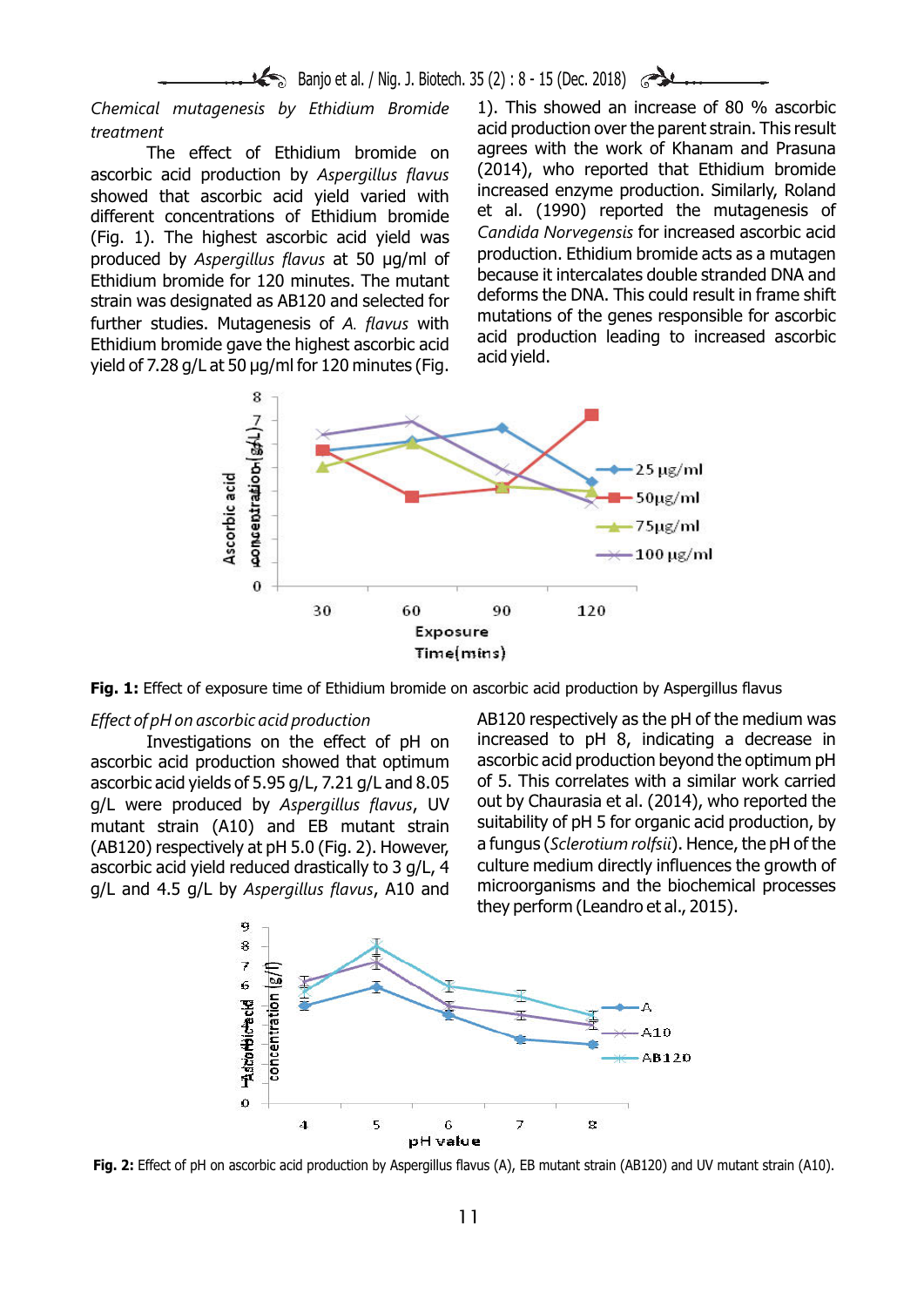*Chemical mutagenesis by Ethidium Bromide treatment*

The effect of Ethidium bromide on ascorbic acid production by *Aspergillus flavus* showed that ascorbic acid yield varied with different concentrations of Ethidium bromide (Fig. 1). The highest ascorbic acid yield was produced by *Aspergillus flavus* at 50 µg/ml of Ethidium bromide for 120 minutes. The mutant strain was designated as AB120 and selected for further studies. Mutagenesis of *A. flavus* with Ethidium bromide gave the highest ascorbic acid yield of 7.28 g/L at 50 µg/ml for 120 minutes (Fig. 1). This showed an increase of 80 % ascorbic acid production over the parent strain. This result agrees with the work of Khanam and Prasuna (2014), who reported that Ethidium bromide increased enzyme production. Similarly, Roland et al. (1990) reported the mutagenesis of *Candida Norvegensis* for increased ascorbic acid production. Ethidium bromide acts as a mutagen because it intercalates double stranded DNA and deforms the DNA. This could result in frame shift mutations of the genes responsible for ascorbic acid production leading to increased ascorbic acid yield.

**Fig. 1:** Effect of exposure time of Ethidium bromide on ascorbic acid production by Aspergillus flavus

*Effect of pH on ascorbic acid production*

Investigations on the effect of pH on ascorbic acid production showed that optimum ascorbic acid yields of 5.95 g/L, 7.21 g/L and 8.05 g/L were produced by *Aspergillus flavus*, UV mutant strain (A10) and EB mutant strain (AB120) respectively at pH 5.0 (Fig. 2). However, ascorbic acid yield reduced drastically to 3 g/L, 4 g/L and 4.5 g/L by *Aspergillus flavus*, A10 and AB120 respectively as the pH of the medium was increased to pH 8, indicating a decrease in ascorbic acid production beyond the optimum pH of 5. This correlates with a similar work carried out by Chaurasia et al. (2014), who reported the suitability of pH 5 for organic acid production, by a fungus (*Sclerotium rolfsii*). Hence, the pH of the culture medium directly influences the growth of microorganisms and the biochemical processes they perform (Leandro et al., 2015).

**Fig. 2:** Effect of pH on ascorbic acid production by Aspergillus flavus (A), EB mutant strain (AB120) and UV mutant strain (A10).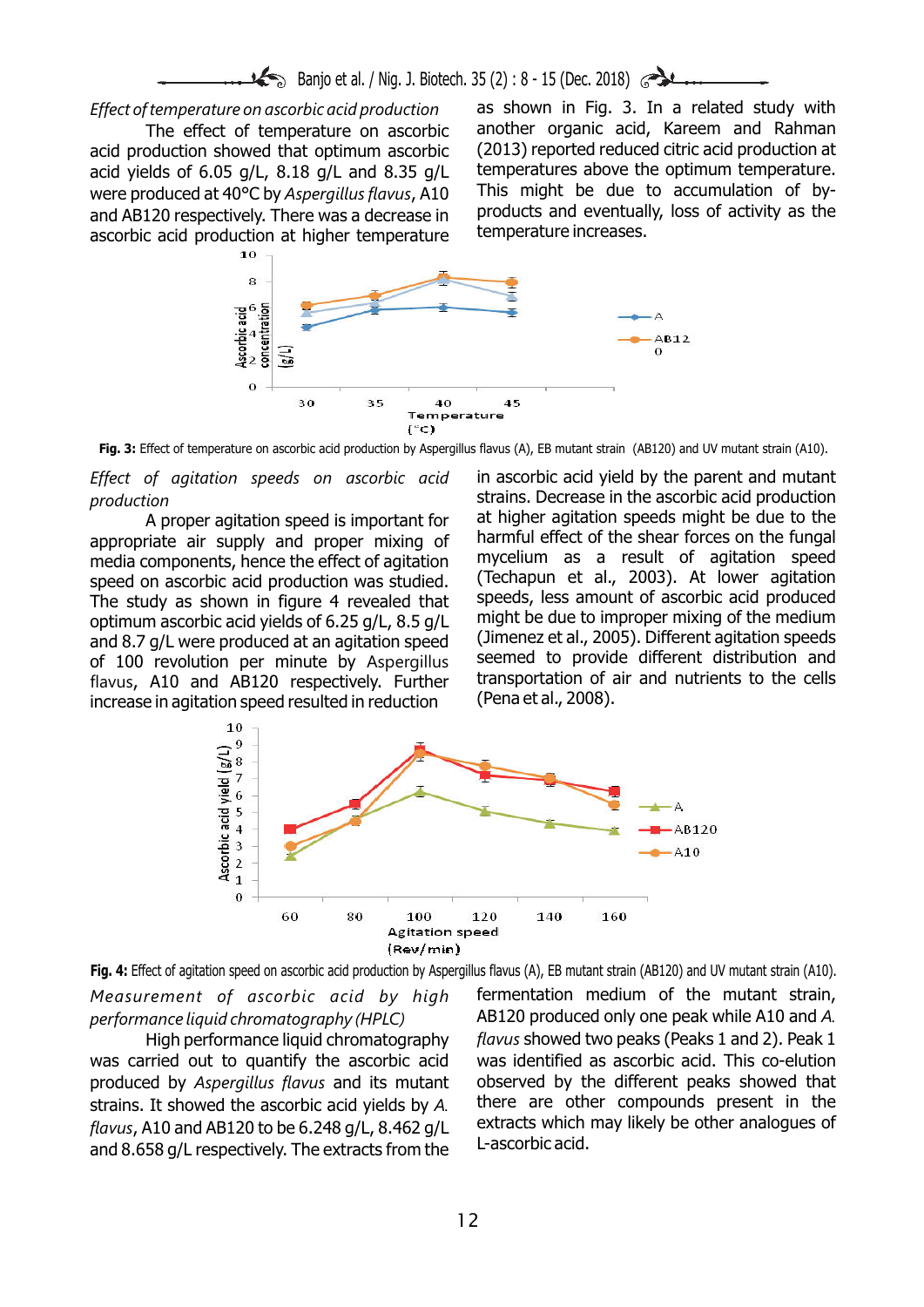*Effect of temperature on ascorbic acid production*

The effect of temperature on ascorbic acid production showed that optimum ascorbic acid yields of 6.05 g/L, 8.18 g/L and 8.35 g/L were produced at 40°C by *Aspergillus flavus*, A10 and AB120 respectively. There was a decrease in ascorbic acid production at higher temperature as shown in Fig. 3. In a related study with another organic acid, Kareem and Rahman (2013) reported reduced citric acid production at temperatures above the optimum temperature. This might be due to accumulation of by-products and eventually, loss of activity as the temperature increases.

**Fig. 3:** Effect of temperature on ascorbic acid production by Aspergillus flavus (A), EB mutant strain (AB120) and UV mutant strain (A10).

*Effect of agitation speeds on ascorbic acid production*

A proper agitation speed is important for appropriate air supply and proper mixing of media components, hence the effect of agitation speed on ascorbic acid production was studied. The study as shown in figure 4 revealed that optimum ascorbic acid yields of 6.25 g/L, 8.5 g/L and 8.7 g/L were produced at an agitation speed of 100 revolution per minute by Aspergillus flavus, A10 and AB120 respectively. Further increase in agitation speed resulted in reduction in ascorbic acid yield by the parent and mutant strains. Decrease in the ascorbic acid production at higher agitation speeds might be due to the harmful effect of the shear forces on the fungal mycelium as a result of agitation speed (Techapun et al., 2003). At lower agitation speeds, less amount of ascorbic acid produced might be due to improper mixing of the medium (Jimenez et al., 2005). Different agitation speeds seemed to provide different distribution and transportation of air and nutrients to the cells (Pena et al., 2008).

**Fig. 4:** Effect of agitation speed on ascorbic acid production by Aspergillus flavus (A), EB mutant strain (AB120) and UV mutant strain (A10).

*Measurement of ascorbic acid by high performance liquid chromatography (HPLC)*

High performance liquid chromatography was carried out to quantify the ascorbic acid produced by *Aspergillus flavus* and its mutant strains. It showed the ascorbic acid yields by *A. flavus*, A10 and AB120 to be 6.248 g/L, 8.462 g/L and 8.658 g/L respectively. The extracts from the fermentation medium of the mutant strain, AB120 produced only one peak while A10 and *A. flavus* showed two peaks (Peaks 1 and 2). Peak 1 was identified as ascorbic acid. This co-elution observed by the different peaks showed that there are other compounds present in the extracts which may likely be other analogues of L-ascorbic acid.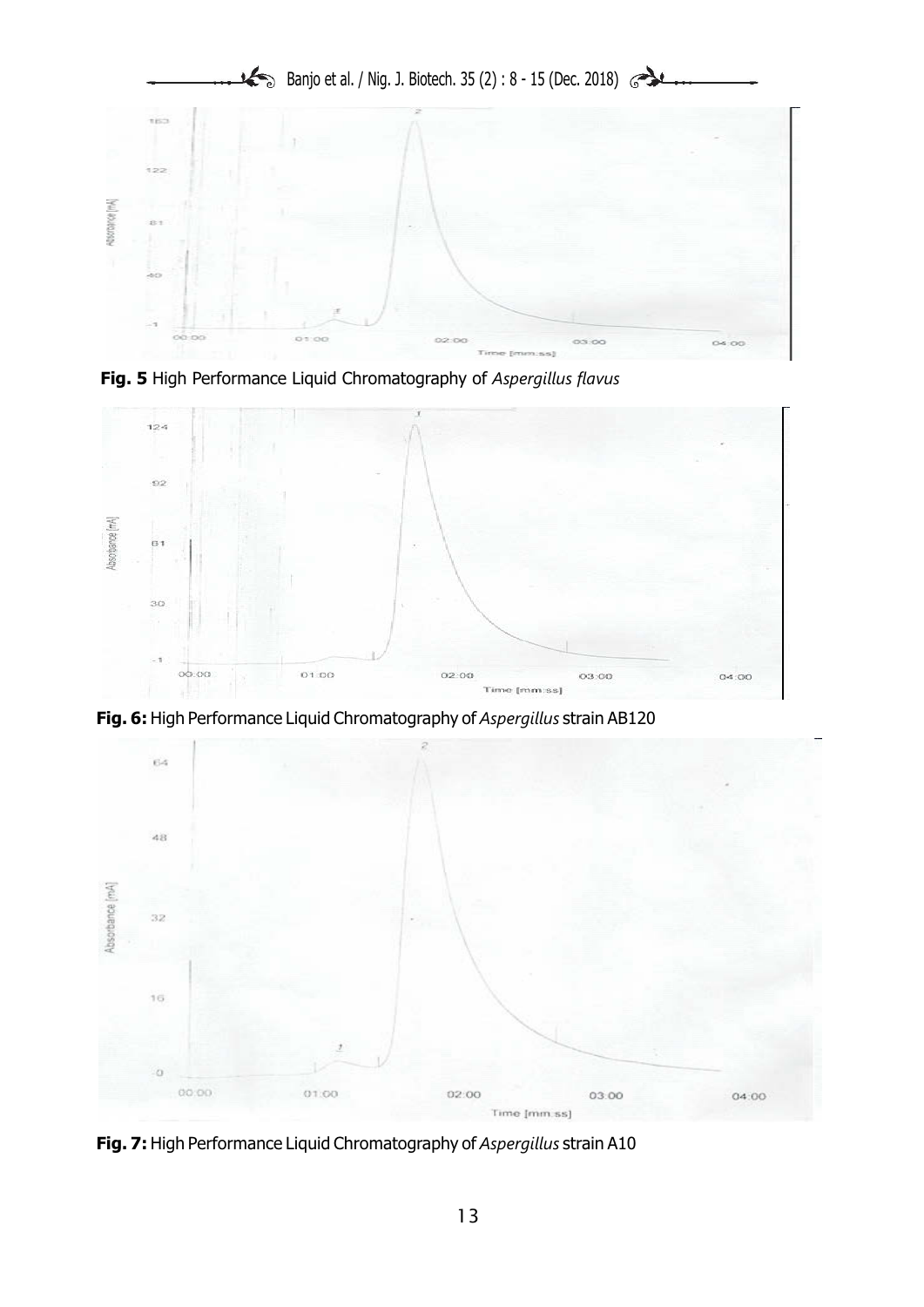**Fig. 5** High Performance Liquid Chromatography of *Aspergillus flavus*

**Fig. 6:** High Performance Liquid Chromatography of *Aspergillus* strain AB120

**Fig. 7:** High Performance Liquid Chromatography of *Aspergillus* strain A10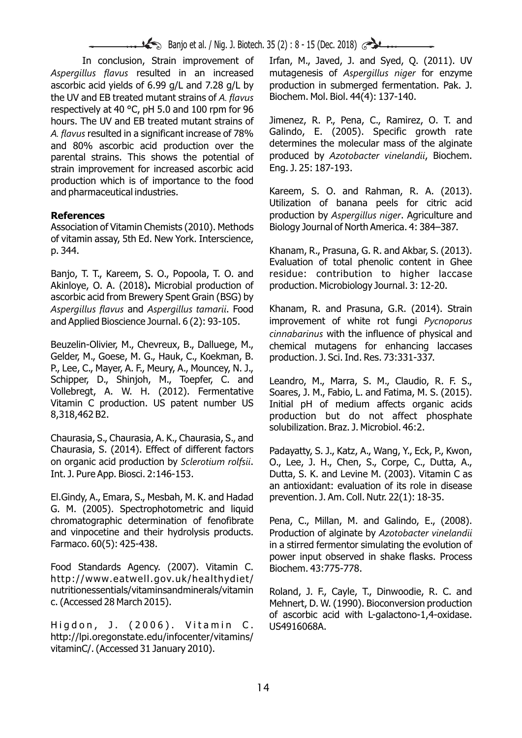In conclusion, Strain improvement of *Aspergillus flavus* resulted in an increased ascorbic acid yields of 6.99 g/L and 7.28 g/L by the UV and EB treated mutant strains of *A. flavus* respectively at 40 °C, pH 5.0 and 100 rpm for 96 hours. The UV and EB treated mutant strains of *A. flavus* resulted in a significant increase of 78% and 80% ascorbic acid production over the parental strains. This shows the potential of strain improvement for increased ascorbic acid production which is of importance to the food and pharmaceutical industries.

**References**

Association of Vitamin Chemists (2010). Methods of vitamin assay, 5th Ed. New York. Interscience, p. 344.

Banjo, T. T., Kareem, S. O., Popoola, T. O. and Akinloye, O. A. (2018)**.** Microbial production of ascorbic acid from Brewery Spent Grain (BSG) by *Aspergillus flavus* and *Aspergillus tamarii*. Food and Applied Bioscience Journal. 6 (2): 93-105.

Beuzelin-Olivier, M., Chevreux, B., Dalluege, M., Gelder, M., Goese, M. G., Hauk, C., Koekman, B. P., Lee, C., Mayer, A. F., Meury, A., Mouncey, N. J., Schipper, D., Shinjoh, M., Toepfer, C. and Vollebregt, A. W. H. (2012). Fermentative Vitamin C production. US patent number US 8,318,462 B2.

Chaurasia, S., Chaurasia, A. K., Chaurasia, S., and Chaurasia, S. (2014). Effect of different factors on organic acid production by *Sclerotium rolfsii*. Int. J. Pure App. Biosci. 2:146-153.

El.Gindy, A., Emara, S., Mesbah, M. K. and Hadad G. M. (2005). Spectrophotometric and liquid chromatographic determination of fenofibrate and vinpocetine and their hydrolysis products. Farmaco. 60(5): 425-438.

Food Standards Agency. (2007). Vitamin C. http://www.eatwell.gov.uk/healthydiet/nutritionessentials/vitaminsandminerals/vitaminc. (Accessed 28 March 2015).

Higdon, J. (2006). Vitamin C. http://lpi.oregonstate.edu/infocenter/vitamins/vitaminC/. (Accessed 31 January 2010).

Irfan, M., Javed, J. and Syed, Q. (2011). UV mutagenesis of *Aspergillus niger* for enzyme production in submerged fermentation. Pak. J. Biochem. Mol. Biol. 44(4): 137-140.

Jimenez, R. P., Pena, C., Ramirez, O. T. and Galindo, E. (2005). Specific growth rate determines the molecular mass of the alginate produced by *Azotobacter vinelandii*, Biochem. Eng. J. 25: 187-193.

Kareem, S. O. and Rahman, R. A. (2013). Utilization of banana peels for citric acid production by *Aspergillus niger*. Agriculture and Biology Journal of North America. 4: 384–387.

Khanam, R., Prasuna, G. R. and Akbar, S. (2013). Evaluation of total phenolic content in Ghee residue: contribution to higher laccase production. Microbiology Journal. 3: 12-20.

Khanam, R. and Prasuna, G.R. (2014). Strain improvement of white rot fungi *Pycnoporus cinnabarinus* with the influence of physical and chemical mutagens for enhancing laccases production. J. Sci. Ind. Res. 73:331-337.

Leandro, M., Marra, S. M., Claudio, R. F. S., Soares, J. M., Fabio, L. and Fatima, M. S. (2015). Initial pH of medium affects organic acids production but do not affect phosphate solubilization. Braz. J. Microbiol. 46:2.

Padayatty, S. J., Katz, A., Wang, Y., Eck, P., Kwon, O., Lee, J. H., Chen, S., Corpe, C., Dutta, A., Dutta, S. K. and Levine M. (2003). Vitamin C as an antioxidant: evaluation of its role in disease prevention. J. Am. Coll. Nutr. 22(1): 18-35.

Pena, C., Millan, M. and Galindo, E., (2008). Production of alginate by *Azotobacter vinelandii* in a stirred fermentor simulating the evolution of power input observed in shake flasks. Process Biochem. 43:775-778.

Roland, J. F., Cayle, T., Dinwoodie, R. C. and Mehnert, D. W. (1990). Bioconversion production of ascorbic acid with L-galactono-1,4-oxidase. US4916068A.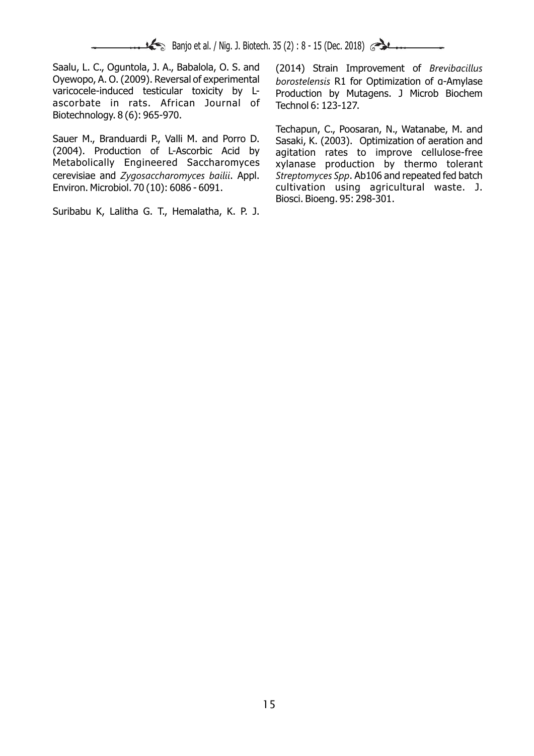Saalu, L. C., Oguntola, J. A., Babalola, O. S. and Oyewopo, A. O. (2009). Reversal of experimental varicocele-induced testicular toxicity by L-ascorbate in rats. African Journal of Biotechnology. 8 (6): 965-970.

Sauer M., Branduardi P., Valli M. and Porro D. (2004). Production of L-Ascorbic Acid by Metabolically Engineered Saccharomyces cerevisiae and *Zygosaccharomyces bailii*. Appl. Environ. Microbiol. 70 (10): 6086 - 6091.

Suribabu K, Lalitha G. T., Hemalatha, K. P. J. (2014) Strain Improvement of *Brevibacillus borostelensis* R1 for Optimization of α-Amylase Production by Mutagens. J Microb Biochem Technol 6: 123-127.

Techapun, C., Poosaran, N., Watanabe, M. and Sasaki, K. (2003). Optimization of aeration and agitation rates to improve cellulose-free xylanase production by thermo tolerant *Streptomyces Spp*. Ab106 and repeated fed batch cultivation using agricultural waste. J. Biosci. Bioeng. 95: 298-301.